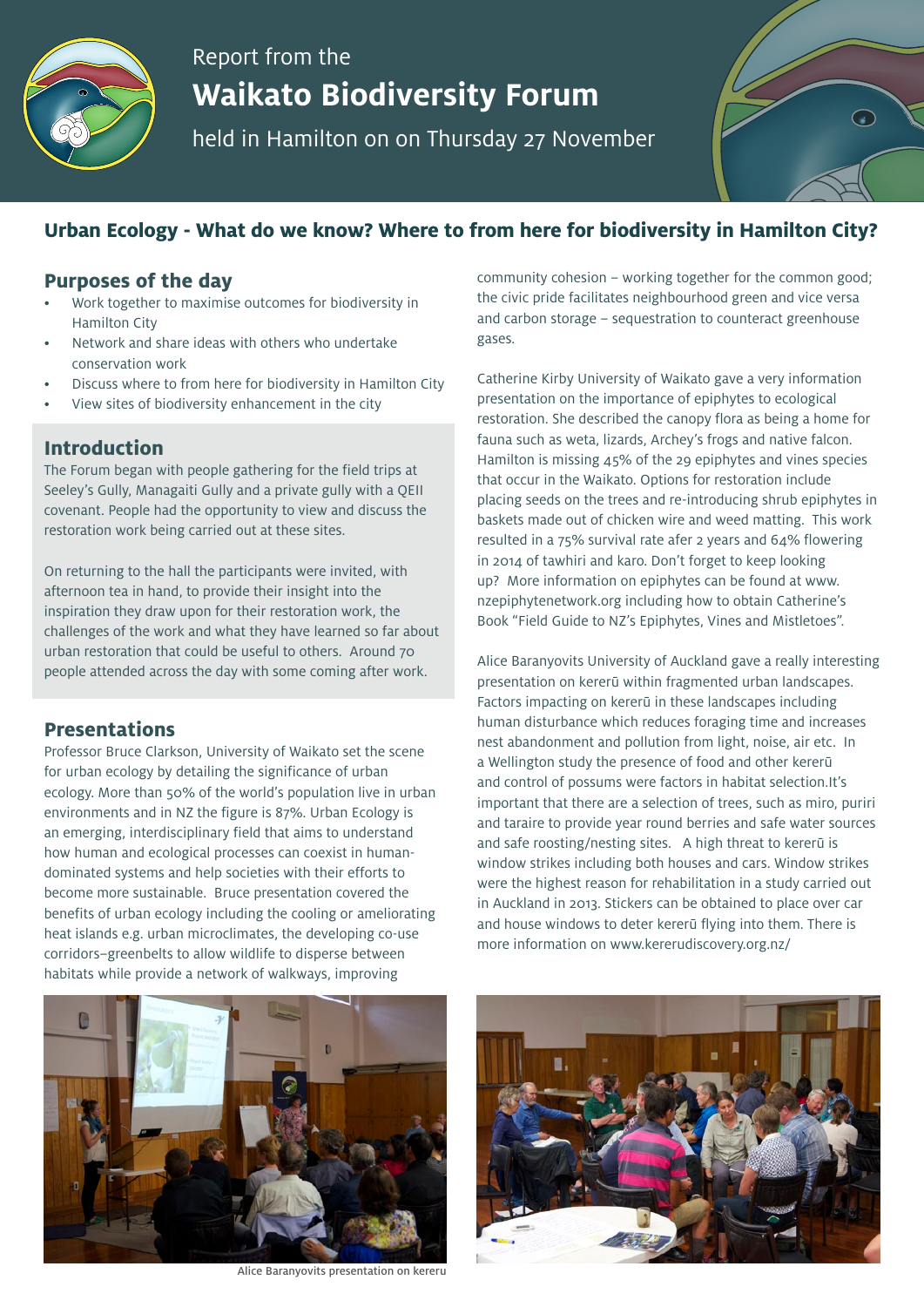Report from the

# Waikato Biodiversity Forum

held in Hamilton on on Thursday 27 November

## Urban Ecology - What do we know? Where to from here for biodiversity in Hamilton City?

### Purposes of the day

- Work together to maximise outcomes for biodiversity in Hamilton City
- Network and share ideas with others who undertake conservation work
- Discuss where to from here for biodiversity in Hamilton City
- View sites of biodiversity enhancement in the city

### Introduction

The Forum began with people gathering for the field trips at Seeley's Gully, Managaiti Gully and a private gully with a QEII covenant. People had the opportunity to view and discuss the restoration work being carried out at these sites.

On returning to the hall the participants were invited, with afternoon tea in hand, to provide their insight into the inspiration they draw upon for their restoration work, the challenges of the work and what they have learned so far about urban restoration that could be useful to others. Around 70 people attended across the day with some coming after work.

### Presentations

Professor Bruce Clarkson, University of Waikato set the scene for urban ecology by detailing the significance of urban ecology. More than 50% of the world's population live in urban environments and in NZ the figure is 87%. Urban Ecology is an emerging, interdisciplinary field that aims to understand how human and ecological processes can coexist in human-dominated systems and help societies with their efforts to become more sustainable. Bruce presentation covered the benefits of urban ecology including the cooling or ameliorating heat islands e.g. urban microclimates, the developing co-use corridors–greenbelts to allow wildlife to disperse between habitats while provide a network of walkways, improving community cohesion – working together for the common good; the civic pride facilitates neighbourhood green and vice versa and carbon storage – sequestration to counteract greenhouse gases.

Catherine Kirby University of Waikato gave a very information presentation on the importance of epiphytes to ecological restoration. She described the canopy flora as being a home for fauna such as weta, lizards, Archey's frogs and native falcon. Hamilton is missing 45% of the 29 epiphytes and vines species that occur in the Waikato. Options for restoration include placing seeds on the trees and re-introducing shrub epiphytes in baskets made out of chicken wire and weed matting. This work resulted in a 75% survival rate afer 2 years and 64% flowering in 2014 of tawhiri and karo. Don't forget to keep looking up? More information on epiphytes can be found at www.nzepiphytenetwork.org including how to obtain Catherine's Book "Field Guide to NZ's Epiphytes, Vines and Mistletoes".

Alice Baranyovits University of Auckland gave a really interesting presentation on kererū within fragmented urban landscapes. Factors impacting on kererū in these landscapes including human disturbance which reduces foraging time and increases nest abandonment and pollution from light, noise, air etc. In a Wellington study the presence of food and other kererū and control of possums were factors in habitat selection.It's important that there are a selection of trees, such as miro, puriri and taraire to provide year round berries and safe water sources and safe roosting/nesting sites. A high threat to kererū is window strikes including both houses and cars. Window strikes were the highest reason for rehabilitation in a study carried out in Auckland in 2013. Stickers can be obtained to place over car and house windows to deter kererū flying into them. There is more information on www.kererudiscovery.org.nz/

Alice Baranyovits presentation on kereru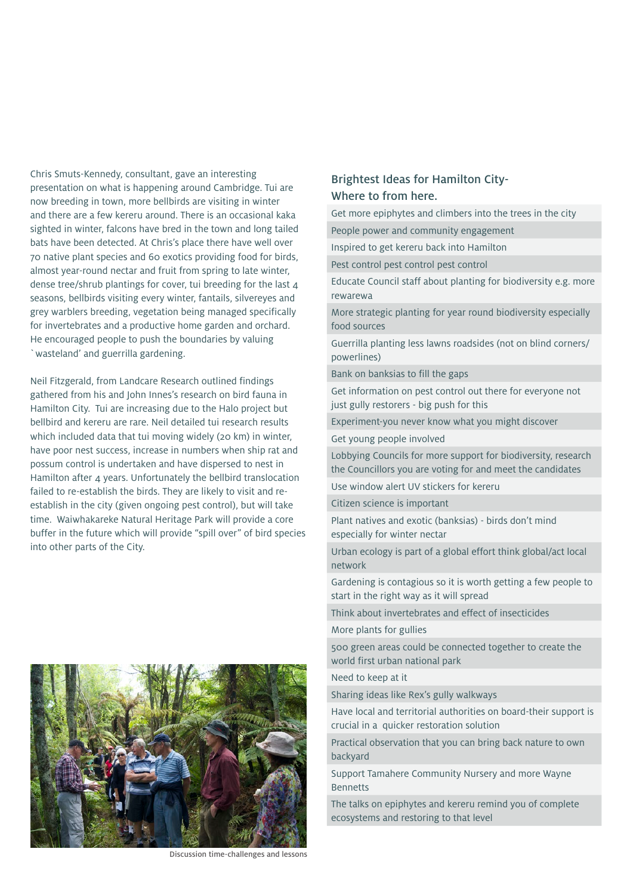Chris Smuts-Kennedy, consultant, gave an interesting presentation on what is happening around Cambridge. Tui are now breeding in town, more bellbirds are visiting in winter and there are a few kereru around. There is an occasional kaka sighted in winter, falcons have bred in the town and long tailed bats have been detected. At Chris's place there have well over 70 native plant species and 60 exotics providing food for birds, almost year-round nectar and fruit from spring to late winter, dense tree/shrub plantings for cover, tui breeding for the last 4 seasons, bellbirds visiting every winter, fantails, silvereyes and grey warblers breeding, vegetation being managed specifically for invertebrates and a productive home garden and orchard. He encouraged people to push the boundaries by valuing `wasteland' and guerrilla gardening.

Neil Fitzgerald, from Landcare Research outlined findings gathered from his and John Innes's research on bird fauna in Hamilton City. Tui are increasing due to the Halo project but bellbird and kereru are rare. Neil detailed tui research results which included data that tui moving widely (20 km) in winter, have poor nest success, increase in numbers when ship rat and possum control is undertaken and have dispersed to nest in Hamilton after 4 years. Unfortunately the bellbird translocation failed to re-establish the birds. They are likely to visit and re-establish in the city (given ongoing pest control), but will take time. Waiwhakareke Natural Heritage Park will provide a core buffer in the future which will provide "spill over" of bird species into other parts of the City.

Discussion time-challenges and lessons

## Brightest Ideas for Hamilton City-Where to from here.

- Get more epiphytes and climbers into the trees in the city
- People power and community engagement
- Inspired to get kereru back into Hamilton
- Pest control pest control pest control
- Educate Council staff about planting for biodiversity e.g. more rewarewa
- More strategic planting for year round biodiversity especially food sources
- Guerrilla planting less lawns roadsides (not on blind corners/ powerlines)
- Bank on banksias to fill the gaps
- Get information on pest control out there for everyone not just gully restorers - big push for this
- Experiment-you never know what you might discover
- Get young people involved
- Lobbying Councils for more support for biodiversity, research the Councillors you are voting for and meet the candidates
- Use window alert UV stickers for kereru
- Citizen science is important
- Plant natives and exotic (banksias) - birds don't mind especially for winter nectar
- Urban ecology is part of a global effort think global/act local network
- Gardening is contagious so it is worth getting a few people to start in the right way as it will spread
- Think about invertebrates and effect of insecticides
- More plants for gullies
- 500 green areas could be connected together to create the world first urban national park
- Need to keep at it
- Sharing ideas like Rex's gully walkways
- Have local and territorial authorities on board-their support is crucial in a quicker restoration solution
- Practical observation that you can bring back nature to own backyard
- Support Tamahere Community Nursery and more Wayne Bennetts
- The talks on epiphytes and kereru remind you of complete ecosystems and restoring to that level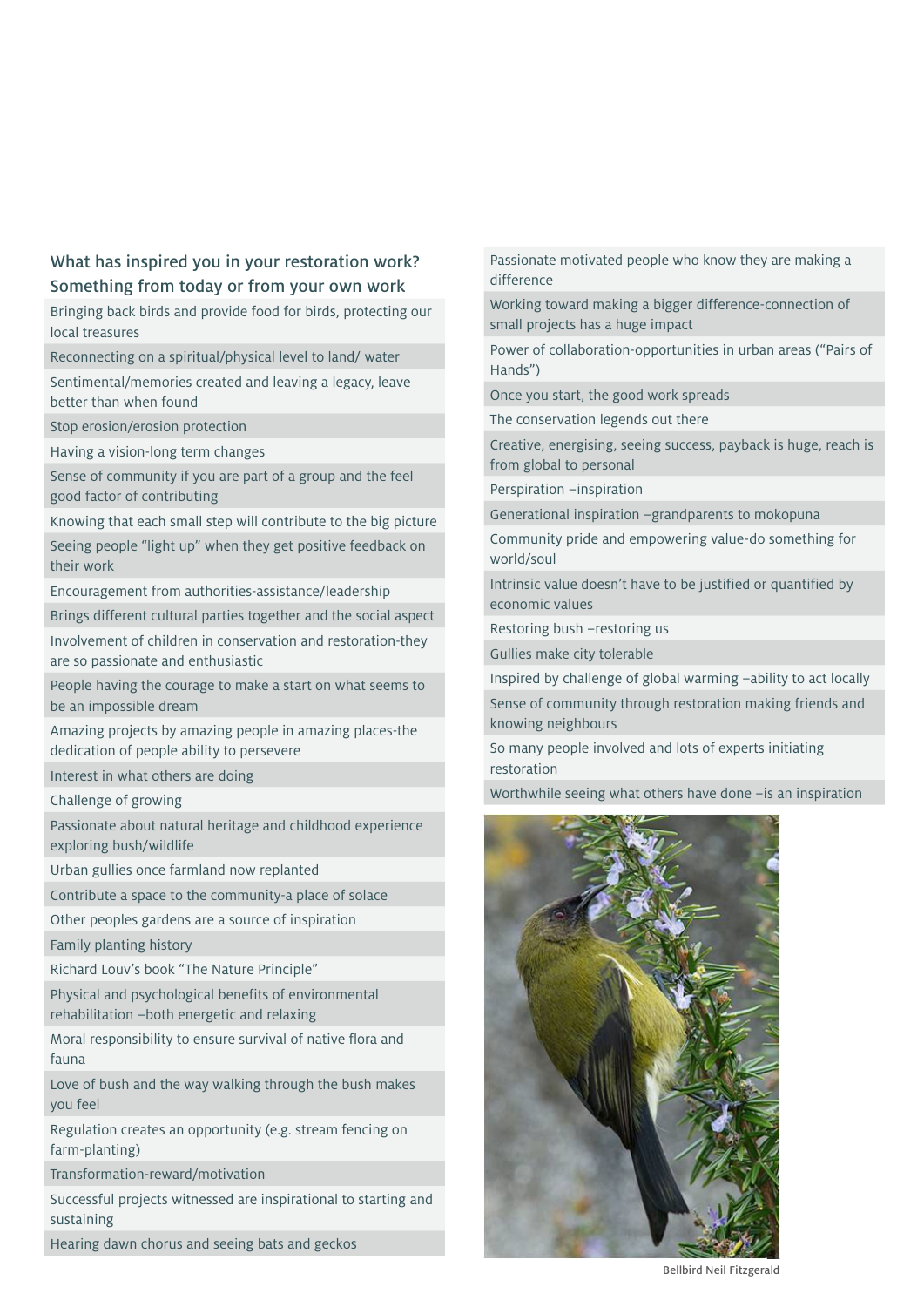## What has inspired you in your restoration work? Something from today or from your own work

- Bringing back birds and provide food for birds, protecting our local treasures
- Reconnecting on a spiritual/physical level to land/ water
- Sentimental/memories created and leaving a legacy, leave better than when found
- Stop erosion/erosion protection
- Having a vision-long term changes
- Sense of community if you are part of a group and the feel good factor of contributing
- Knowing that each small step will contribute to the big picture
- Seeing people "light up" when they get positive feedback on their work
- Encouragement from authorities-assistance/leadership
- Brings different cultural parties together and the social aspect
- Involvement of children in conservation and restoration-they are so passionate and enthusiastic
- People having the courage to make a start on what seems to be an impossible dream
- Amazing projects by amazing people in amazing places-the dedication of people ability to persevere
- Interest in what others are doing
- Challenge of growing
- Passionate about natural heritage and childhood experience exploring bush/wildlife
- Urban gullies once farmland now replanted
- Contribute a space to the community-a place of solace
- Other peoples gardens are a source of inspiration
- Family planting history
- Richard Louv's book "The Nature Principle"
- Physical and psychological benefits of environmental rehabilitation –both energetic and relaxing
- Moral responsibility to ensure survival of native flora and fauna
- Love of bush and the way walking through the bush makes you feel
- Regulation creates an opportunity (e.g. stream fencing on farm-planting)
- Transformation-reward/motivation
- Successful projects witnessed are inspirational to starting and sustaining
- Hearing dawn chorus and seeing bats and geckos
- Passionate motivated people who know they are making a difference
- Working toward making a bigger difference-connection of small projects has a huge impact
- Power of collaboration-opportunities in urban areas ("Pairs of Hands")
- Once you start, the good work spreads
- The conservation legends out there
- Creative, energising, seeing success, payback is huge, reach is from global to personal
- Perspiration –inspiration
- Generational inspiration –grandparents to mokopuna
- Community pride and empowering value-do something for world/soul
- Intrinsic value doesn't have to be justified or quantified by economic values
- Restoring bush –restoring us
- Gullies make city tolerable
- Inspired by challenge of global warming –ability to act locally
- Sense of community through restoration making friends and knowing neighbours
- So many people involved and lots of experts initiating restoration
- Worthwhile seeing what others have done –is an inspiration

Bellbird Neil Fitzgerald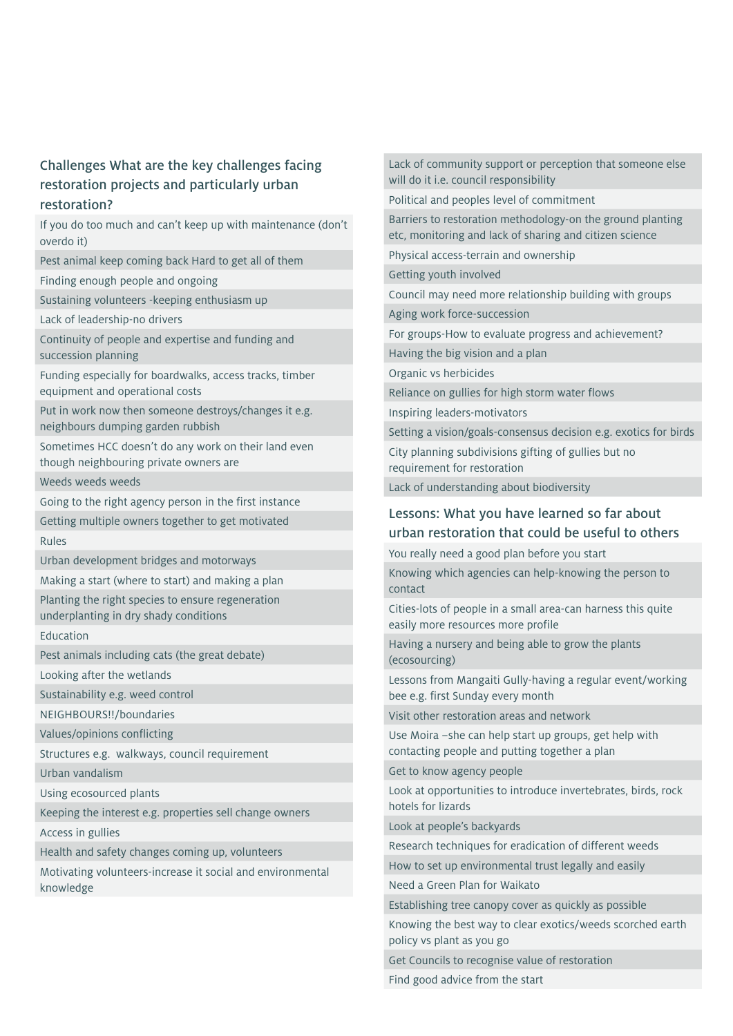## Challenges What are the key challenges facing restoration projects and particularly urban restoration?

- If you do too much and can't keep up with maintenance (don't overdo it)
- Pest animal keep coming back Hard to get all of them
- Finding enough people and ongoing
- Sustaining volunteers -keeping enthusiasm up
- Lack of leadership-no drivers
- Continuity of people and expertise and funding and succession planning
- Funding especially for boardwalks, access tracks, timber equipment and operational costs
- Put in work now then someone destroys/changes it e.g. neighbours dumping garden rubbish
- Sometimes HCC doesn't do any work on their land even though neighbouring private owners are
- Weeds weeds weeds
- Going to the right agency person in the first instance
- Getting multiple owners together to get motivated
- Rules
- Urban development bridges and motorways
- Making a start (where to start) and making a plan
- Planting the right species to ensure regeneration underplanting in dry shady conditions
- Education
- Pest animals including cats (the great debate)
- Looking after the wetlands
- Sustainability e.g. weed control
- NEIGHBOURS!!/boundaries
- Values/opinions conflicting
- Structures e.g. walkways, council requirement
- Urban vandalism
- Using ecosourced plants
- Keeping the interest e.g. properties sell change owners
- Access in gullies
- Health and safety changes coming up, volunteers
- Motivating volunteers-increase it social and environmental knowledge
- Lack of community support or perception that someone else will do it i.e. council responsibility
- Political and peoples level of commitment
- Barriers to restoration methodology-on the ground planting etc, monitoring and lack of sharing and citizen science
- Physical access-terrain and ownership
- Getting youth involved
- Council may need more relationship building with groups
- Aging work force-succession
- For groups-How to evaluate progress and achievement?
- Having the big vision and a plan
- Organic vs herbicides
- Reliance on gullies for high storm water flows
- Inspiring leaders-motivators
- Setting a vision/goals-consensus decision e.g. exotics for birds
- City planning subdivisions gifting of gullies but no requirement for restoration
- Lack of understanding about biodiversity

## Lessons: What you have learned so far about urban restoration that could be useful to others

- You really need a good plan before you start
- Knowing which agencies can help-knowing the person to contact
- Cities-lots of people in a small area-can harness this quite easily more resources more profile
- Having a nursery and being able to grow the plants (ecosourcing)
- Lessons from Mangaiti Gully-having a regular event/working bee e.g. first Sunday every month
- Visit other restoration areas and network
- Use Moira –she can help start up groups, get help with contacting people and putting together a plan
- Get to know agency people
- Look at opportunities to introduce invertebrates, birds, rock hotels for lizards
- Look at people's backyards
- Research techniques for eradication of different weeds
- How to set up environmental trust legally and easily
- Need a Green Plan for Waikato
- Establishing tree canopy cover as quickly as possible
- Knowing the best way to clear exotics/weeds scorched earth policy vs plant as you go
- Get Councils to recognise value of restoration
- Find good advice from the start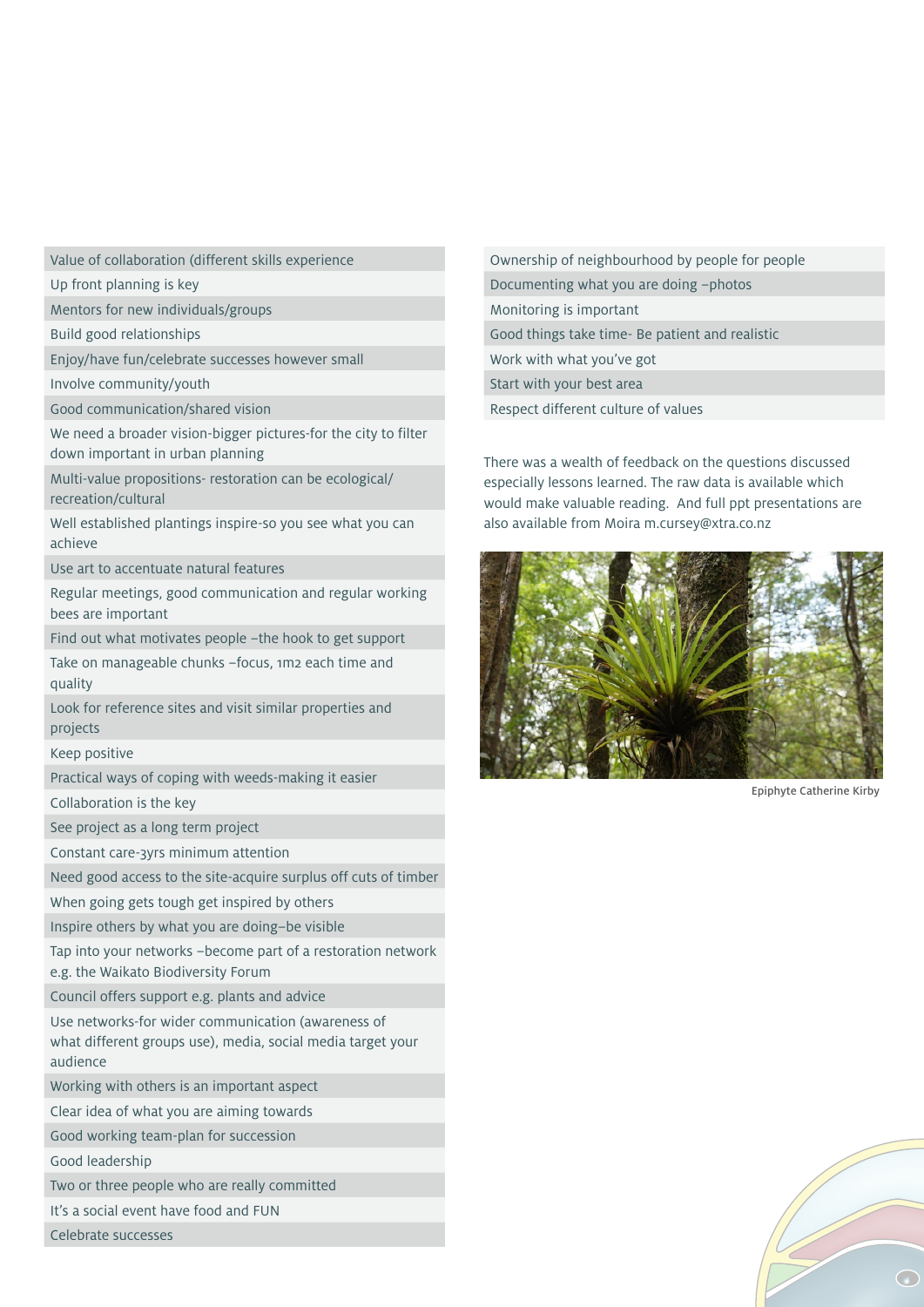| |
|---|
| Value of collaboration (different skills experience |
| Up front planning is key |
| Mentors for new individuals/groups |
| Build good relationships |
| Enjoy/have fun/celebrate successes however small |
| Involve community/youth |
| Good communication/shared vision |
| We need a broader vision-bigger pictures-for the city to filter down important in urban planning |
| Multi-value propositions- restoration can be ecological/ recreation/cultural |
| Well established plantings inspire-so you see what you can achieve |
| Use art to accentuate natural features |
| Regular meetings, good communication and regular working bees are important |
| Find out what motivates people –the hook to get support |
| Take on manageable chunks –focus, 1m2 each time and quality |
| Look for reference sites and visit similar properties and projects |
| Keep positive |
| Practical ways of coping with weeds-making it easier |
| Collaboration is the key |
| See project as a long term project |
| Constant care-3yrs minimum attention |
| Need good access to the site-acquire surplus off cuts of timber |
| When going gets tough get inspired by others |
| Inspire others by what you are doing–be visible |
| Tap into your networks –become part of a restoration network e.g. the Waikato Biodiversity Forum |
| Council offers support e.g. plants and advice |
| Use networks-for wider communication (awareness of what different groups use), media, social media target your audience |
| Working with others is an important aspect |
| Clear idea of what you are aiming towards |
| Good working team-plan for succession |
| Good leadership |
| Two or three people who are really committed |
| It's a social event have food and FUN |
| Celebrate successes |

| |
|---|
| Ownership of neighbourhood by people for people |
| Documenting what you are doing –photos |
| Monitoring is important |
| Good things take time- Be patient and realistic |
| Work with what you've got |
| Start with your best area |
| Respect different culture of values |

There was a wealth of feedback on the questions discussed especially lessons learned. The raw data is available which would make valuable reading. And full ppt presentations are also available from Moira m.cursey@xtra.co.nz

Epiphyte Catherine Kirby